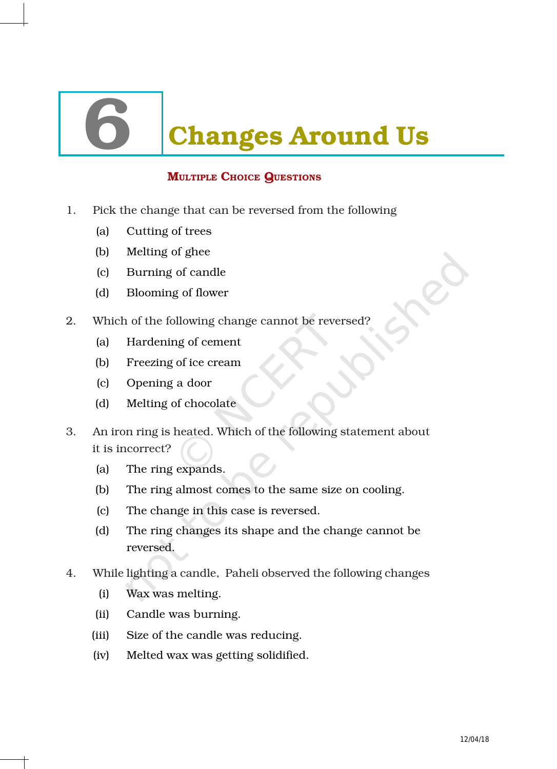# 6 Changes Around Us

## Multiple Choice Questions

1. Pick the change that can be reversed from the following
   - (a) Cutting of trees
   - (b) Melting of ghee
   - (c) Burning of candle
   - (d) Blooming of flower

2. Which of the following change cannot be reversed?
   - (a) Hardening of cement
   - (b) Freezing of ice cream
   - (c) Opening a door
   - (d) Melting of chocolate

3. An iron ring is heated. Which of the following statement about it is incorrect?
   - (a) The ring expands.
   - (b) The ring almost comes to the same size on cooling.
   - (c) The change in this case is reversed.
   - (d) The ring changes its shape and the change cannot be reversed.

4. While lighting a candle, Paheli observed the following changes
   - (i) Wax was melting.
   - (ii) Candle was burning.
   - (iii) Size of the candle was reducing.
   - (iv) Melted wax was getting solidified.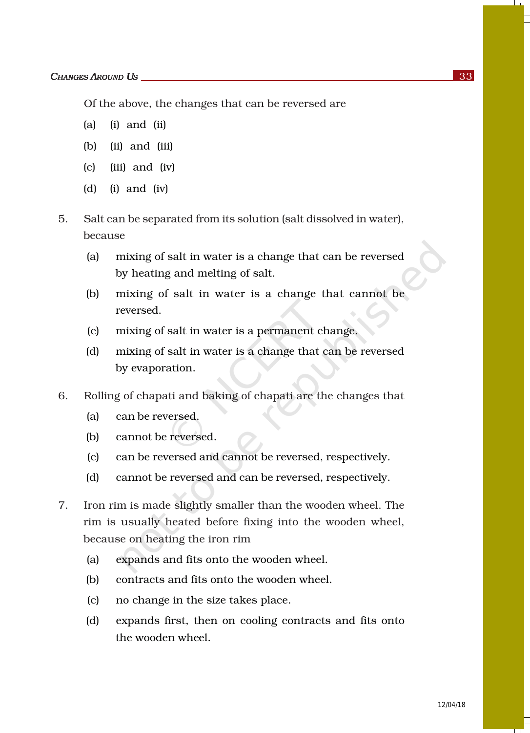Of the above, the changes that can be reversed are

(a) (i) and (ii)

(b) (ii) and (iii)

(c) (iii) and (iv)

(d) (i) and (iv)

5. Salt can be separated from its solution (salt dissolved in water), because

 (a) mixing of salt in water is a change that can be reversed by heating and melting of salt.

 (b) mixing of salt in water is a change that cannot be reversed.

 (c) mixing of salt in water is a permanent change.

 (d) mixing of salt in water is a change that can be reversed by evaporation.

6. Rolling of chapati and baking of chapati are the changes that

 (a) can be reversed.

 (b) cannot be reversed.

 (c) can be reversed and cannot be reversed, respectively.

 (d) cannot be reversed and can be reversed, respectively.

7. Iron rim is made slightly smaller than the wooden wheel. The rim is usually heated before fixing into the wooden wheel, because on heating the iron rim

 (a) expands and fits onto the wooden wheel.

 (b) contracts and fits onto the wooden wheel.

 (c) no change in the size takes place.

 (d) expands first, then on cooling contracts and fits onto the wooden wheel.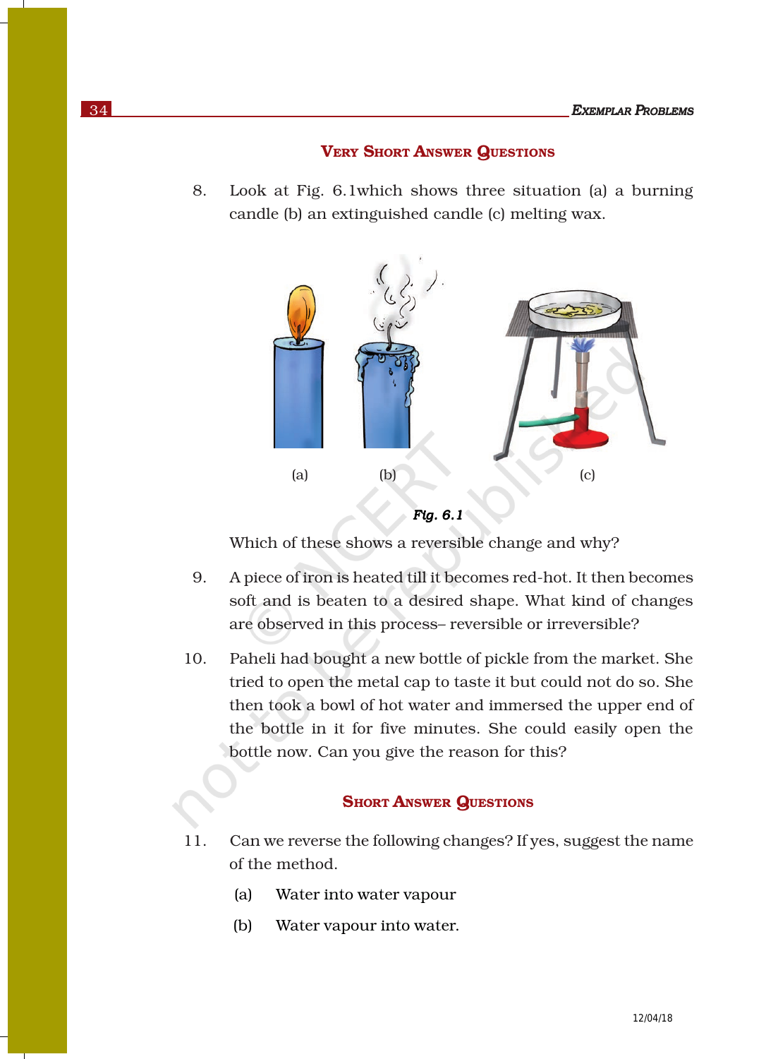## VERY SHORT ANSWER QUESTIONS

8. Look at Fig. 6.1which shows three situation (a) a burning candle (b) an extinguished candle (c) melting wax.

(a) (b) (c)

*Fig. 6.1*

Which of these shows a reversible change and why?

9. A piece of iron is heated till it becomes red-hot. It then becomes soft and is beaten to a desired shape. What kind of changes are observed in this process– reversible or irreversible?

10. Paheli had bought a new bottle of pickle from the market. She tried to open the metal cap to taste it but could not do so. She then took a bowl of hot water and immersed the upper end of the bottle in it for five minutes. She could easily open the bottle now. Can you give the reason for this?

## SHORT ANSWER QUESTIONS

11. Can we reverse the following changes? If yes, suggest the name of the method.

    (a) Water into water vapour

    (b) Water vapour into water.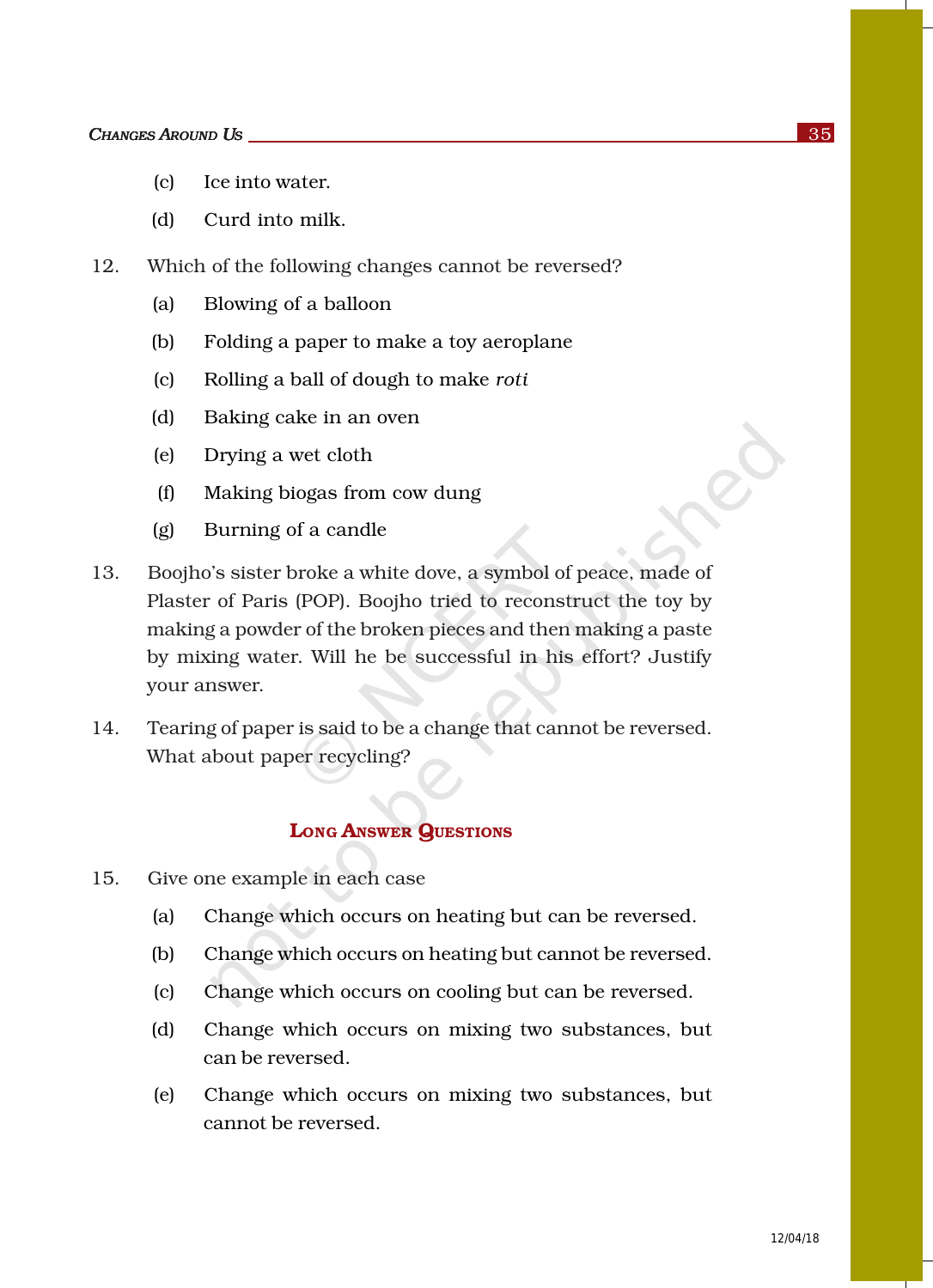(c) Ice into water.

(d) Curd into milk.

12. Which of the following changes cannot be reversed?

    (a) Blowing of a balloon

    (b) Folding a paper to make a toy aeroplane

    (c) Rolling a ball of dough to make *roti*

    (d) Baking cake in an oven

    (e) Drying a wet cloth

    (f) Making biogas from cow dung

    (g) Burning of a candle

13. Boojho's sister broke a white dove, a symbol of peace, made of Plaster of Paris (POP). Boojho tried to reconstruct the toy by making a powder of the broken pieces and then making a paste by mixing water. Will he be successful in his effort? Justify your answer.

14. Tearing of paper is said to be a change that cannot be reversed. What about paper recycling?

## Long Answer Questions

15. Give one example in each case

    (a) Change which occurs on heating but can be reversed.

    (b) Change which occurs on heating but cannot be reversed.

    (c) Change which occurs on cooling but can be reversed.

    (d) Change which occurs on mixing two substances, but can be reversed.

    (e) Change which occurs on mixing two substances, but cannot be reversed.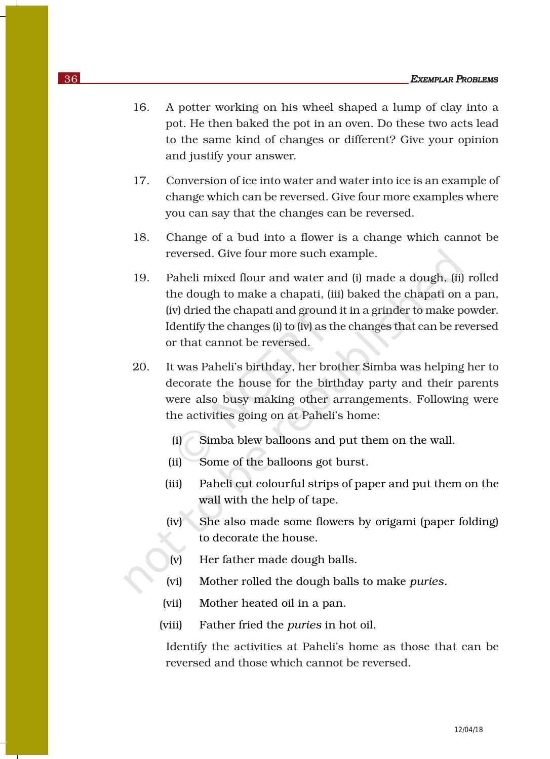16. A potter working on his wheel shaped a lump of clay into a pot. He then baked the pot in an oven. Do these two acts lead to the same kind of changes or different? Give your opinion and justify your answer.

17. Conversion of ice into water and water into ice is an example of change which can be reversed. Give four more examples where you can say that the changes can be reversed.

18. Change of a bud into a flower is a change which cannot be reversed. Give four more such example.

19. Paheli mixed flour and water and (i) made a dough, (ii) rolled the dough to make a chapati, (iii) baked the chapati on a pan, (iv) dried the chapati and ground it in a grinder to make powder. Identify the changes (i) to (iv) as the changes that can be reversed or that cannot be reversed.

20. It was Paheli's birthday, her brother Simba was helping her to decorate the house for the birthday party and their parents were also busy making other arrangements. Following were the activities going on at Paheli's home:

    (i) Simba blew balloons and put them on the wall.

    (ii) Some of the balloons got burst.

    (iii) Paheli cut colourful strips of paper and put them on the wall with the help of tape.

    (iv) She also made some flowers by origami (paper folding) to decorate the house.

    (v) Her father made dough balls.

    (vi) Mother rolled the dough balls to make *puries*.

    (vii) Mother heated oil in a pan.

    (viii) Father fried the *puries* in hot oil.

    Identify the activities at Paheli's home as those that can be reversed and those which cannot be reversed.